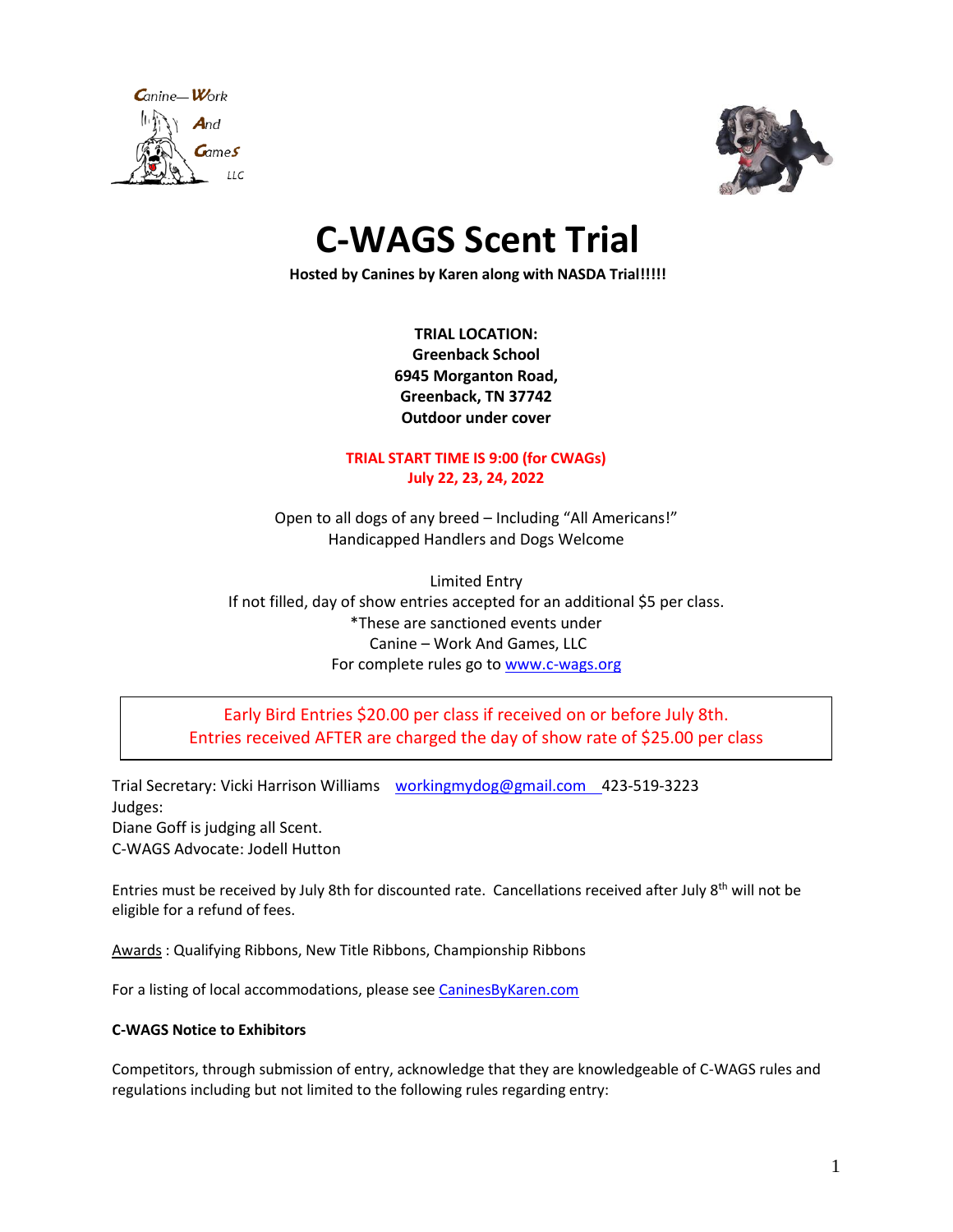# C-WAGS Scent Trial

**Hosted by Canines by Karen along with NASDA Trial!!!!!**

**TRIAL LOCATION:**
**Greenback School**
**6945 Morganton Road,**
**Greenback, TN 37742**
**Outdoor under cover**

**TRIAL START TIME IS 9:00 (for CWAGs)**
**July 22, 23, 24, 2022**

Open to all dogs of any breed – Including "All Americans!"
Handicapped Handlers and Dogs Welcome

Limited Entry
If not filled, day of show entries accepted for an additional $5 per class.
*These are sanctioned events under
Canine – Work And Games, LLC
For complete rules go to [www.c-wags.org](www.c-wags.org)

> Early Bird Entries $20.00 per class if received on or before July 8th.
> Entries received AFTER are charged the day of show rate of $25.00 per class

Trial Secretary: Vicki Harrison Williams workingmydog@gmail.com 423-519-3223
Judges:
Diane Goff is judging all Scent.
C-WAGS Advocate: Jodell Hutton

Entries must be received by July 8th for discounted rate. Cancellations received after July 8th will not be eligible for a refund of fees.

Awards : Qualifying Ribbons, New Title Ribbons, Championship Ribbons

For a listing of local accommodations, please see [CaninesByKaren.com](CaninesByKaren.com)

**C-WAGS Notice to Exhibitors**

Competitors, through submission of entry, acknowledge that they are knowledgeable of C-WAGS rules and regulations including but not limited to the following rules regarding entry: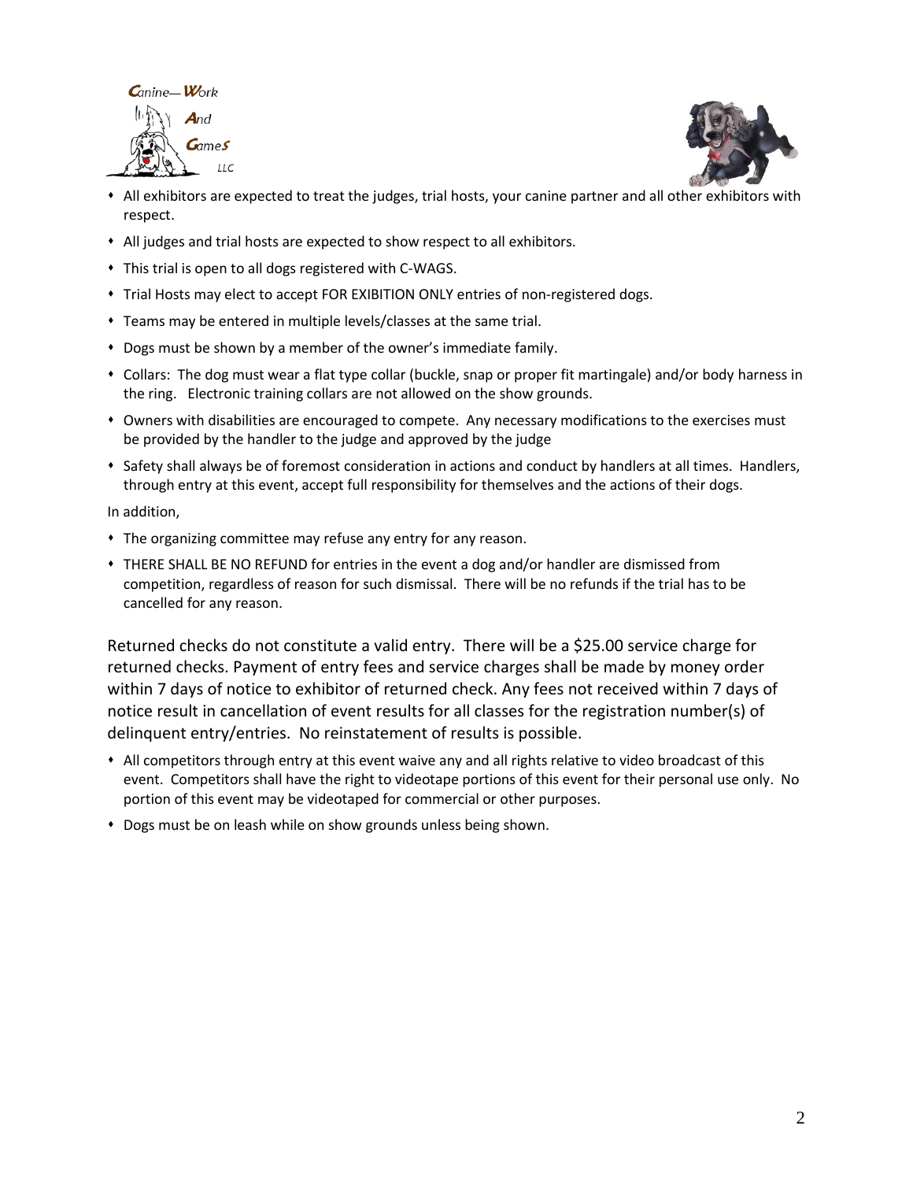- All exhibitors are expected to treat the judges, trial hosts, your canine partner and all other exhibitors with respect.
- All judges and trial hosts are expected to show respect to all exhibitors.
- This trial is open to all dogs registered with C-WAGS.
- Trial Hosts may elect to accept FOR EXIBITION ONLY entries of non-registered dogs.
- Teams may be entered in multiple levels/classes at the same trial.
- Dogs must be shown by a member of the owner's immediate family.
- Collars: The dog must wear a flat type collar (buckle, snap or proper fit martingale) and/or body harness in the ring. Electronic training collars are not allowed on the show grounds.
- Owners with disabilities are encouraged to compete. Any necessary modifications to the exercises must be provided by the handler to the judge and approved by the judge
- Safety shall always be of foremost consideration in actions and conduct by handlers at all times. Handlers, through entry at this event, accept full responsibility for themselves and the actions of their dogs.

In addition,

- The organizing committee may refuse any entry for any reason.
- THERE SHALL BE NO REFUND for entries in the event a dog and/or handler are dismissed from competition, regardless of reason for such dismissal. There will be no refunds if the trial has to be cancelled for any reason.

Returned checks do not constitute a valid entry. There will be a $25.00 service charge for returned checks. Payment of entry fees and service charges shall be made by money order within 7 days of notice to exhibitor of returned check. Any fees not received within 7 days of notice result in cancellation of event results for all classes for the registration number(s) of delinquent entry/entries. No reinstatement of results is possible.

- All competitors through entry at this event waive any and all rights relative to video broadcast of this event. Competitors shall have the right to videotape portions of this event for their personal use only. No portion of this event may be videotaped for commercial or other purposes.
- Dogs must be on leash while on show grounds unless being shown.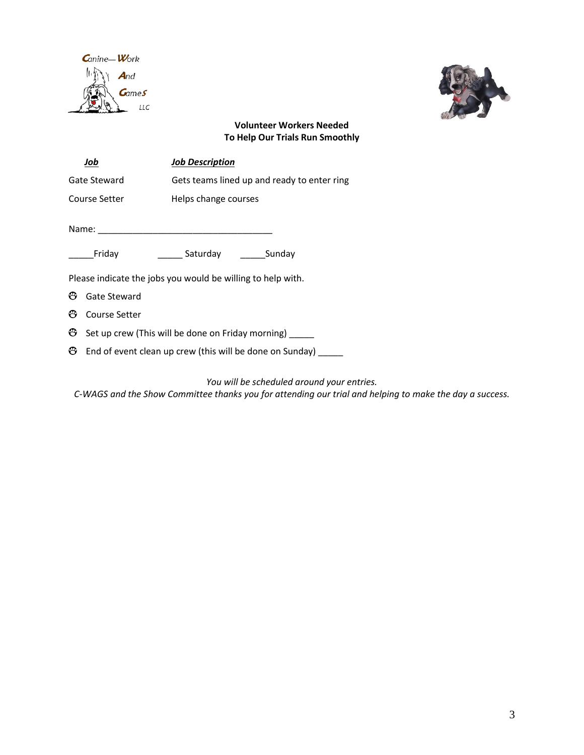**Volunteer Workers Needed**
**To Help Our Trials Run Smoothly**

| ***Job*** | ***Job Description*** |
|---|---|
| Gate Steward | Gets teams lined up and ready to enter ring |
| Course Setter | Helps change courses |

Name: ___________________________________

_____Friday _____ Saturday _____Sunday

Please indicate the jobs you would be willing to help with.

- Gate Steward
- Course Setter
- Set up crew (This will be done on Friday morning) _____
- End of event clean up crew (this will be done on Sunday) _____

*You will be scheduled around your entries.*
*C-WAGS and the Show Committee thanks you for attending our trial and helping to make the day a success.*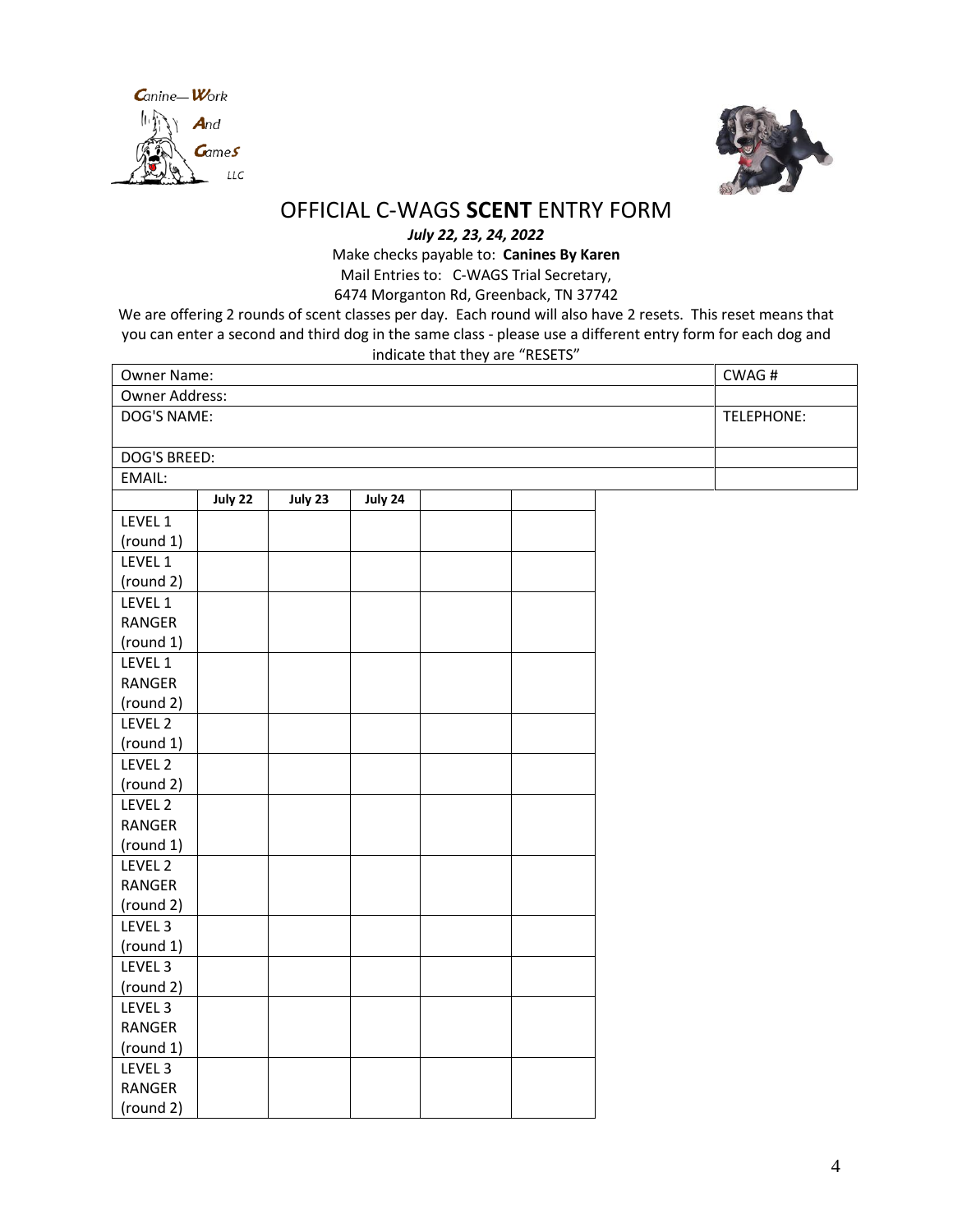# OFFICIAL C-WAGS **SCENT** ENTRY FORM

***July 22, 23, 24, 2022***

Make checks payable to: **Canines By Karen**

Mail Entries to: C-WAGS Trial Secretary,

6474 Morganton Rd, Greenback, TN 37742

We are offering 2 rounds of scent classes per day. Each round will also have 2 resets. This reset means that you can enter a second and third dog in the same class - please use a different entry form for each dog and indicate that they are "RESETS"

| Owner Name: | CWAG # |
|---|---|
| Owner Address: | |
| DOG'S NAME: | TELEPHONE: |
| DOG'S BREED: | |
| EMAIL: | |

| | **July 22** | **July 23** | **July 24** | | |
|---|---|---|---|---|---|
| LEVEL 1 (round 1) | | | | | |
| LEVEL 1 (round 2) | | | | | |
| LEVEL 1 RANGER (round 1) | | | | | |
| LEVEL 1 RANGER (round 2) | | | | | |
| LEVEL 2 (round 1) | | | | | |
| LEVEL 2 (round 2) | | | | | |
| LEVEL 2 RANGER (round 1) | | | | | |
| LEVEL 2 RANGER (round 2) | | | | | |
| LEVEL 3 (round 1) | | | | | |
| LEVEL 3 (round 2) | | | | | |
| LEVEL 3 RANGER (round 1) | | | | | |
| LEVEL 3 RANGER (round 2) | | | | | |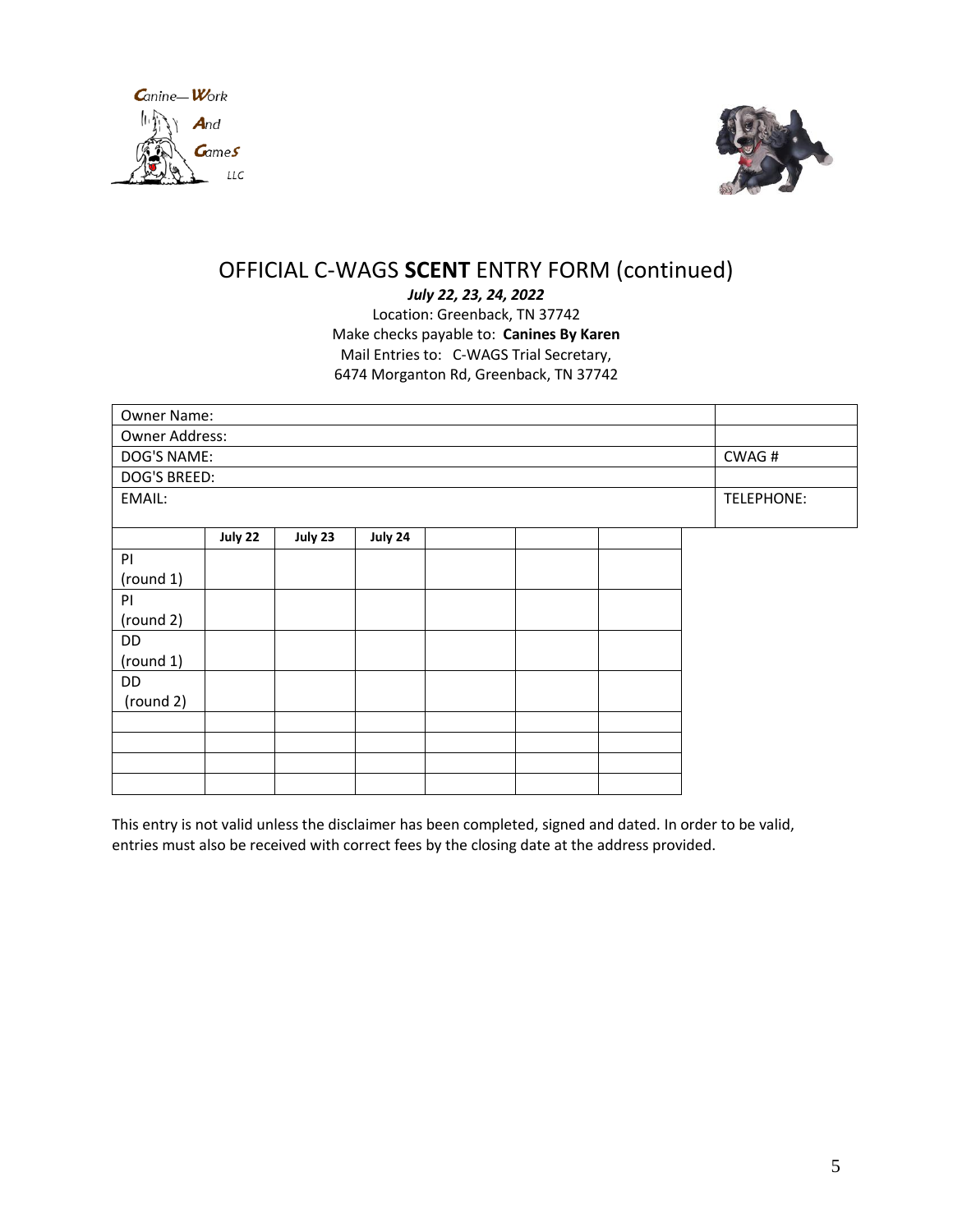# OFFICIAL C-WAGS **SCENT** ENTRY FORM (continued)

***July 22, 23, 24, 2022***

Location: Greenback, TN 37742

Make checks payable to: **Canines By Karen**

Mail Entries to: C-WAGS Trial Secretary,

6474 Morganton Rd, Greenback, TN 37742

| Owner Name: | |
|---|---|
| Owner Address: | |
| DOG'S NAME: | CWAG # |
| DOG'S BREED: | |
| EMAIL: | TELEPHONE: |

| | **July 22** | **July 23** | **July 24** | | | |
|---|---|---|---|---|---|---|
| PI (round 1) | | | | | | |
| PI (round 2) | | | | | | |
| DD (round 1) | | | | | | |
| DD (round 2) | | | | | | |
| | | | | | | |
| | | | | | | |
| | | | | | | |
| | | | | | | |

This entry is not valid unless the disclaimer has been completed, signed and dated. In order to be valid, entries must also be received with correct fees by the closing date at the address provided.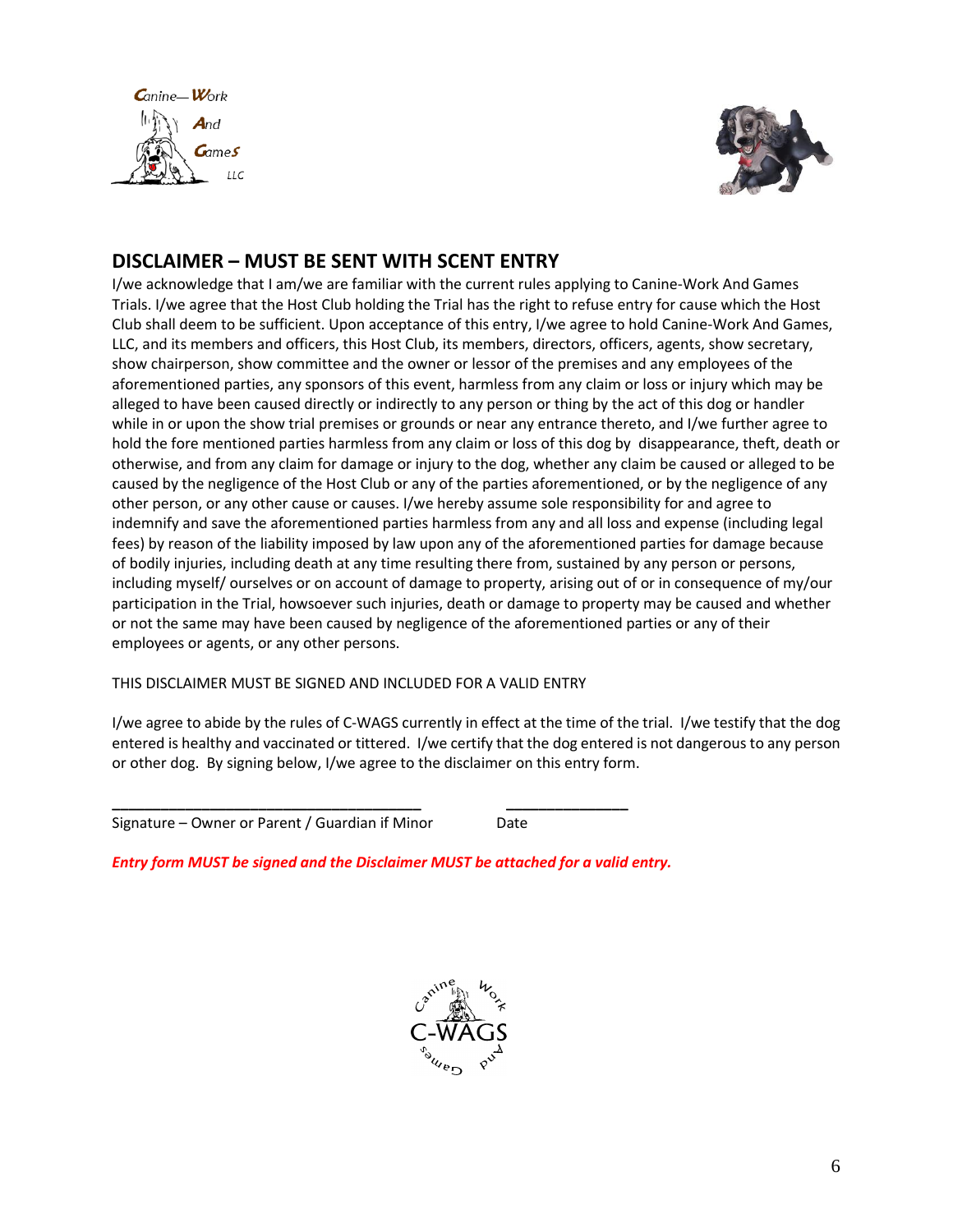## DISCLAIMER – MUST BE SENT WITH SCENT ENTRY

I/we acknowledge that I am/we are familiar with the current rules applying to Canine-Work And Games Trials. I/we agree that the Host Club holding the Trial has the right to refuse entry for cause which the Host Club shall deem to be sufficient. Upon acceptance of this entry, I/we agree to hold Canine-Work And Games, LLC, and its members and officers, this Host Club, its members, directors, officers, agents, show secretary, show chairperson, show committee and the owner or lessor of the premises and any employees of the aforementioned parties, any sponsors of this event, harmless from any claim or loss or injury which may be alleged to have been caused directly or indirectly to any person or thing by the act of this dog or handler while in or upon the show trial premises or grounds or near any entrance thereto, and I/we further agree to hold the fore mentioned parties harmless from any claim or loss of this dog by disappearance, theft, death or otherwise, and from any claim for damage or injury to the dog, whether any claim be caused or alleged to be caused by the negligence of the Host Club or any of the parties aforementioned, or by the negligence of any other person, or any other cause or causes. I/we hereby assume sole responsibility for and agree to indemnify and save the aforementioned parties harmless from any and all loss and expense (including legal fees) by reason of the liability imposed by law upon any of the aforementioned parties for damage because of bodily injuries, including death at any time resulting there from, sustained by any person or persons, including myself/ ourselves or on account of damage to property, arising out of or in consequence of my/our participation in the Trial, howsoever such injuries, death or damage to property may be caused and whether or not the same may have been caused by negligence of the aforementioned parties or any of their employees or agents, or any other persons.

THIS DISCLAIMER MUST BE SIGNED AND INCLUDED FOR A VALID ENTRY

I/we agree to abide by the rules of C-WAGS currently in effect at the time of the trial. I/we testify that the dog entered is healthy and vaccinated or tittered. I/we certify that the dog entered is not dangerous to any person or other dog. By signing below, I/we agree to the disclaimer on this entry form.

\_\_\_\_\_\_\_\_\_\_\_\_\_\_\_\_\_\_\_\_\_\_\_\_\_\_\_\_\_\_\_\_\_\_\_\_ \_\_\_\_\_\_\_\_\_\_\_\_\_\_\_

Signature – Owner or Parent / Guardian if Minor Date

***Entry form MUST be signed and the Disclaimer MUST be attached for a valid entry.***